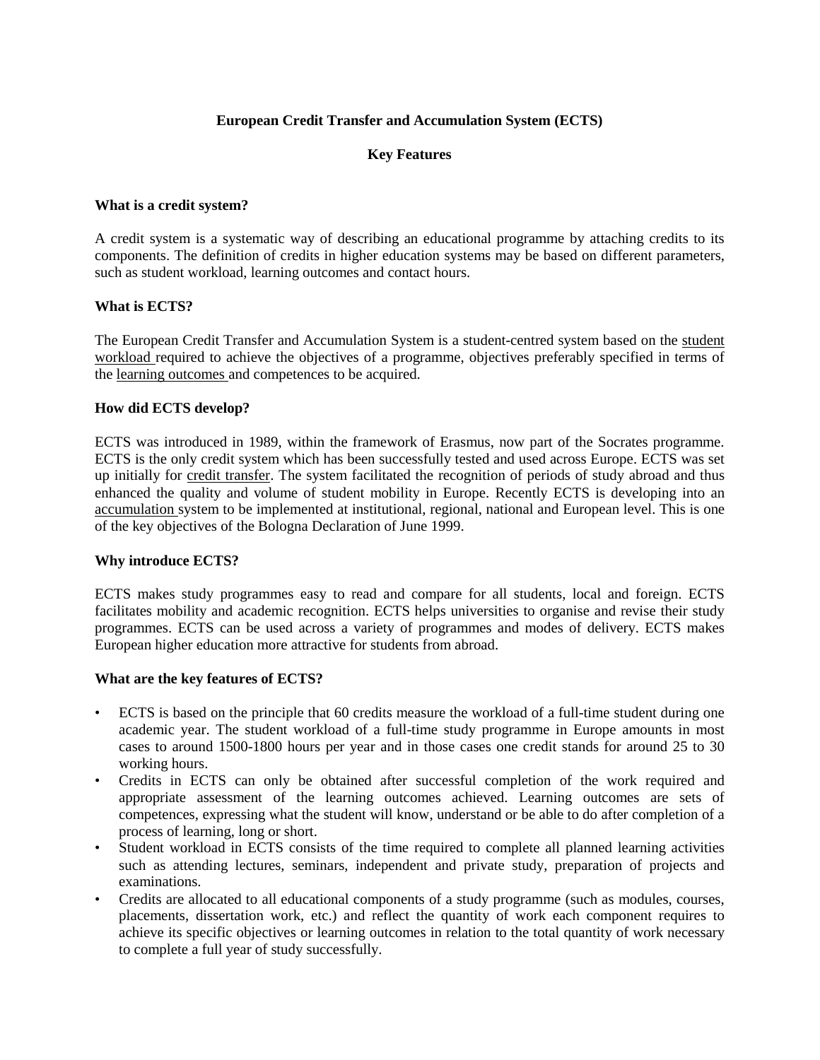# European Credit Transfer and Accumulation System (ECTS)

## Key Features

### What is a credit system?

A credit system is a systematic way of describing an educational programme by attaching credits to its components. The definition of credits in higher education systems may be based on different parameters, such as student workload, learning outcomes and contact hours.

### What is ECTS?

The European Credit Transfer and Accumulation System is a student-centred system based on the student workload required to achieve the objectives of a programme, objectives preferably specified in terms of the learning outcomes and competences to be acquired.

### How did ECTS develop?

ECTS was introduced in 1989, within the framework of Erasmus, now part of the Socrates programme. ECTS is the only credit system which has been successfully tested and used across Europe. ECTS was set up initially for credit transfer. The system facilitated the recognition of periods of study abroad and thus enhanced the quality and volume of student mobility in Europe. Recently ECTS is developing into an accumulation system to be implemented at institutional, regional, national and European level. This is one of the key objectives of the Bologna Declaration of June 1999.

### Why introduce ECTS?

ECTS makes study programmes easy to read and compare for all students, local and foreign. ECTS facilitates mobility and academic recognition. ECTS helps universities to organise and revise their study programmes. ECTS can be used across a variety of programmes and modes of delivery. ECTS makes European higher education more attractive for students from abroad.

### What are the key features of ECTS?

- ECTS is based on the principle that 60 credits measure the workload of a full-time student during one academic year. The student workload of a full-time study programme in Europe amounts in most cases to around 1500-1800 hours per year and in those cases one credit stands for around 25 to 30 working hours.
- Credits in ECTS can only be obtained after successful completion of the work required and appropriate assessment of the learning outcomes achieved. Learning outcomes are sets of competences, expressing what the student will know, understand or be able to do after completion of a process of learning, long or short.
- Student workload in ECTS consists of the time required to complete all planned learning activities such as attending lectures, seminars, independent and private study, preparation of projects and examinations.
- Credits are allocated to all educational components of a study programme (such as modules, courses, placements, dissertation work, etc.) and reflect the quantity of work each component requires to achieve its specific objectives or learning outcomes in relation to the total quantity of work necessary to complete a full year of study successfully.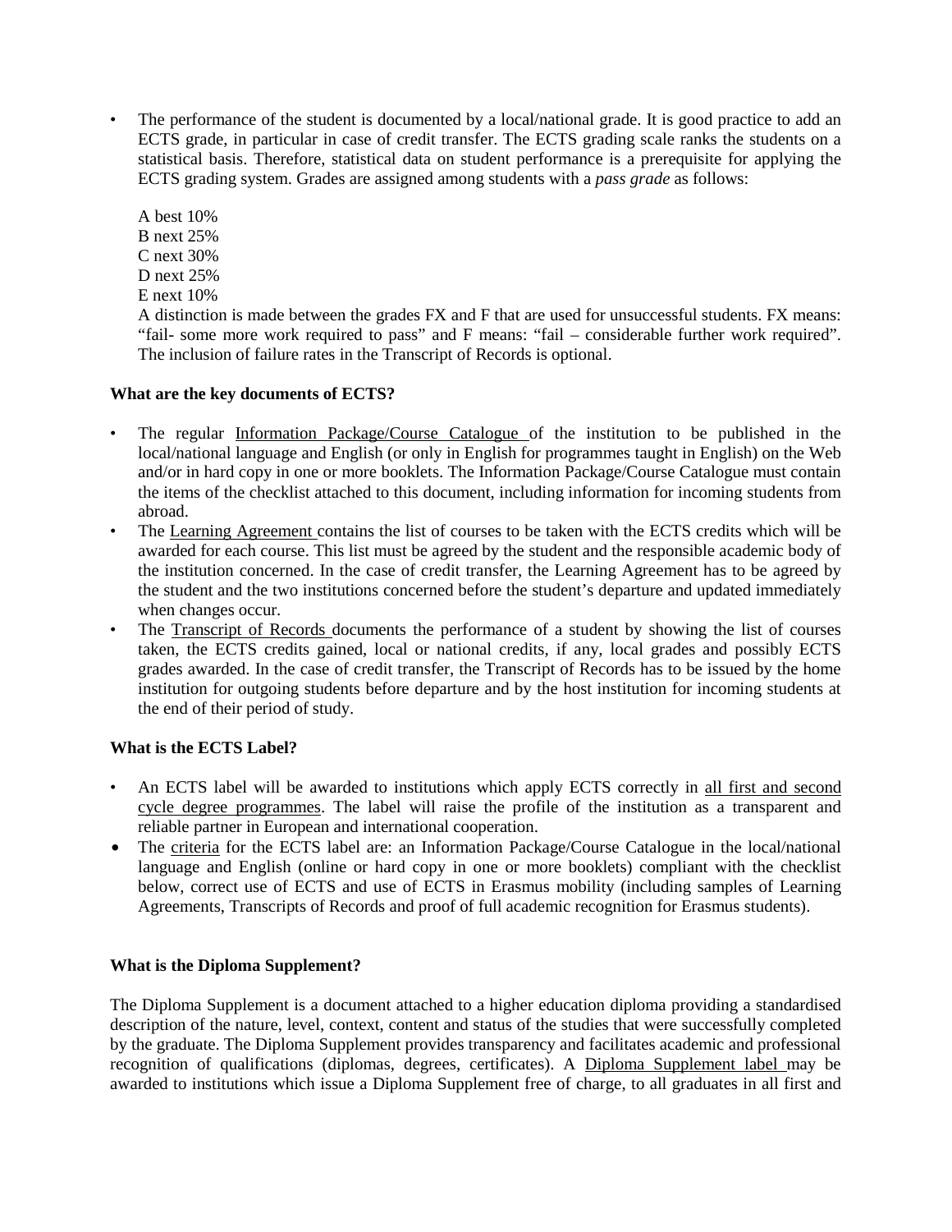- The performance of the student is documented by a local/national grade. It is good practice to add an ECTS grade, in particular in case of credit transfer. The ECTS grading scale ranks the students on a statistical basis. Therefore, statistical data on student performance is a prerequisite for applying the ECTS grading system. Grades are assigned among students with a *pass grade* as follows:

  A best 10%
  B next 25%
  C next 30%
  D next 25%
  E next 10%
  A distinction is made between the grades FX and F that are used for unsuccessful students. FX means: "fail- some more work required to pass" and F means: "fail – considerable further work required". The inclusion of failure rates in the Transcript of Records is optional.

**What are the key documents of ECTS?**

- The regular Information Package/Course Catalogue of the institution to be published in the local/national language and English (or only in English for programmes taught in English) on the Web and/or in hard copy in one or more booklets. The Information Package/Course Catalogue must contain the items of the checklist attached to this document, including information for incoming students from abroad.
- The Learning Agreement contains the list of courses to be taken with the ECTS credits which will be awarded for each course. This list must be agreed by the student and the responsible academic body of the institution concerned. In the case of credit transfer, the Learning Agreement has to be agreed by the student and the two institutions concerned before the student's departure and updated immediately when changes occur.
- The Transcript of Records documents the performance of a student by showing the list of courses taken, the ECTS credits gained, local or national credits, if any, local grades and possibly ECTS grades awarded. In the case of credit transfer, the Transcript of Records has to be issued by the home institution for outgoing students before departure and by the host institution for incoming students at the end of their period of study.

**What is the ECTS Label?**

- An ECTS label will be awarded to institutions which apply ECTS correctly in all first and second cycle degree programmes. The label will raise the profile of the institution as a transparent and reliable partner in European and international cooperation.
- The criteria for the ECTS label are: an Information Package/Course Catalogue in the local/national language and English (online or hard copy in one or more booklets) compliant with the checklist below, correct use of ECTS and use of ECTS in Erasmus mobility (including samples of Learning Agreements, Transcripts of Records and proof of full academic recognition for Erasmus students).

**What is the Diploma Supplement?**

The Diploma Supplement is a document attached to a higher education diploma providing a standardised description of the nature, level, context, content and status of the studies that were successfully completed by the graduate. The Diploma Supplement provides transparency and facilitates academic and professional recognition of qualifications (diplomas, degrees, certificates). A Diploma Supplement label may be awarded to institutions which issue a Diploma Supplement free of charge, to all graduates in all first and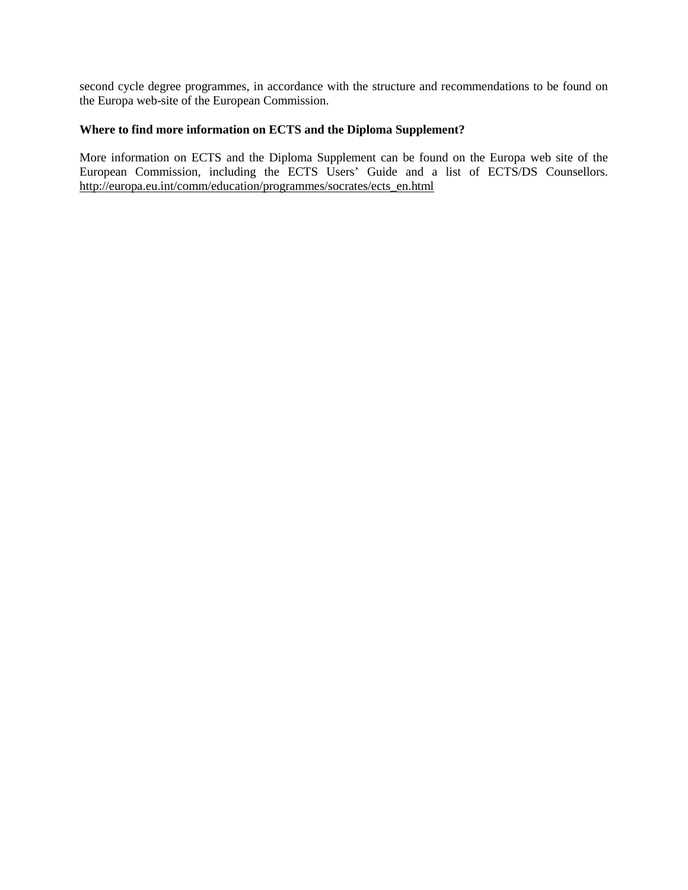second cycle degree programmes, in accordance with the structure and recommendations to be found on the Europa web-site of the European Commission.

**Where to find more information on ECTS and the Diploma Supplement?**

More information on ECTS and the Diploma Supplement can be found on the Europa web site of the European Commission, including the ECTS Users' Guide and a list of ECTS/DS Counsellors. http://europa.eu.int/comm/education/programmes/socrates/ects_en.html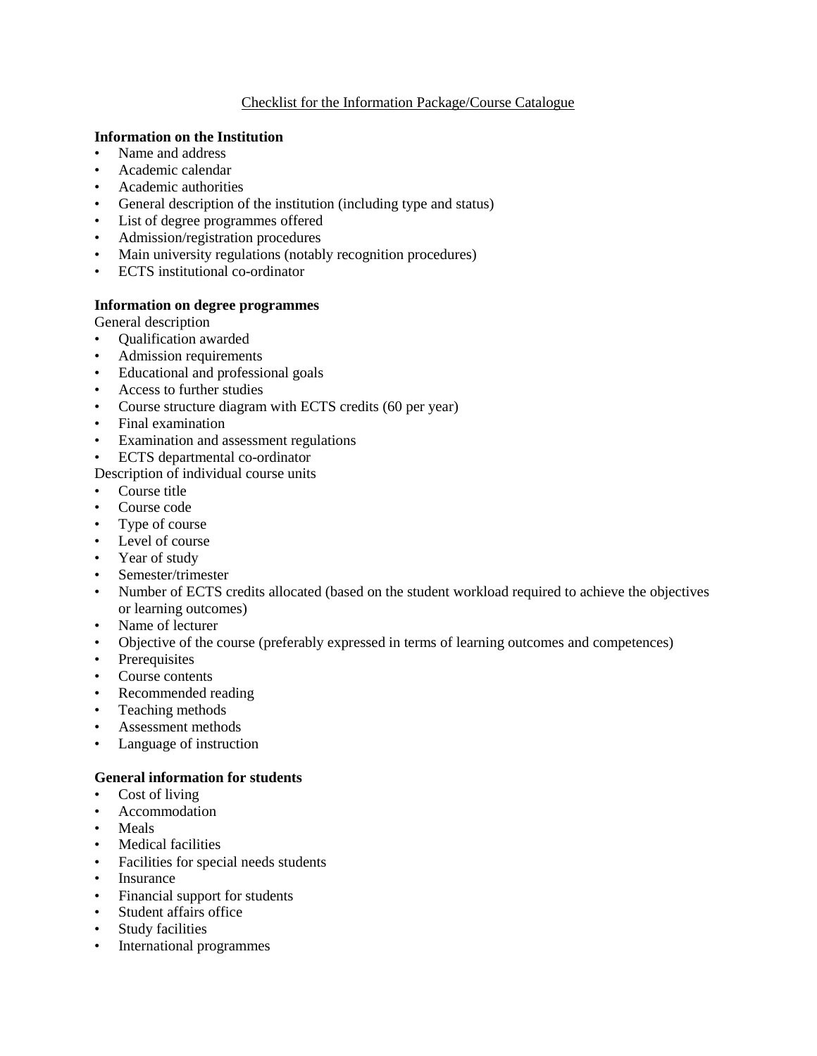Checklist for the Information Package/Course Catalogue

**Information on the Institution**

- Name and address
- Academic calendar
- Academic authorities
- General description of the institution (including type and status)
- List of degree programmes offered
- Admission/registration procedures
- Main university regulations (notably recognition procedures)
- ECTS institutional co-ordinator

**Information on degree programmes**

General description

- Qualification awarded
- Admission requirements
- Educational and professional goals
- Access to further studies
- Course structure diagram with ECTS credits (60 per year)
- Final examination
- Examination and assessment regulations
- ECTS departmental co-ordinator

Description of individual course units

- Course title
- Course code
- Type of course
- Level of course
- Year of study
- Semester/trimester
- Number of ECTS credits allocated (based on the student workload required to achieve the objectives or learning outcomes)
- Name of lecturer
- Objective of the course (preferably expressed in terms of learning outcomes and competences)
- Prerequisites
- Course contents
- Recommended reading
- Teaching methods
- Assessment methods
- Language of instruction

**General information for students**

- Cost of living
- Accommodation
- Meals
- Medical facilities
- Facilities for special needs students
- Insurance
- Financial support for students
- Student affairs office
- Study facilities
- International programmes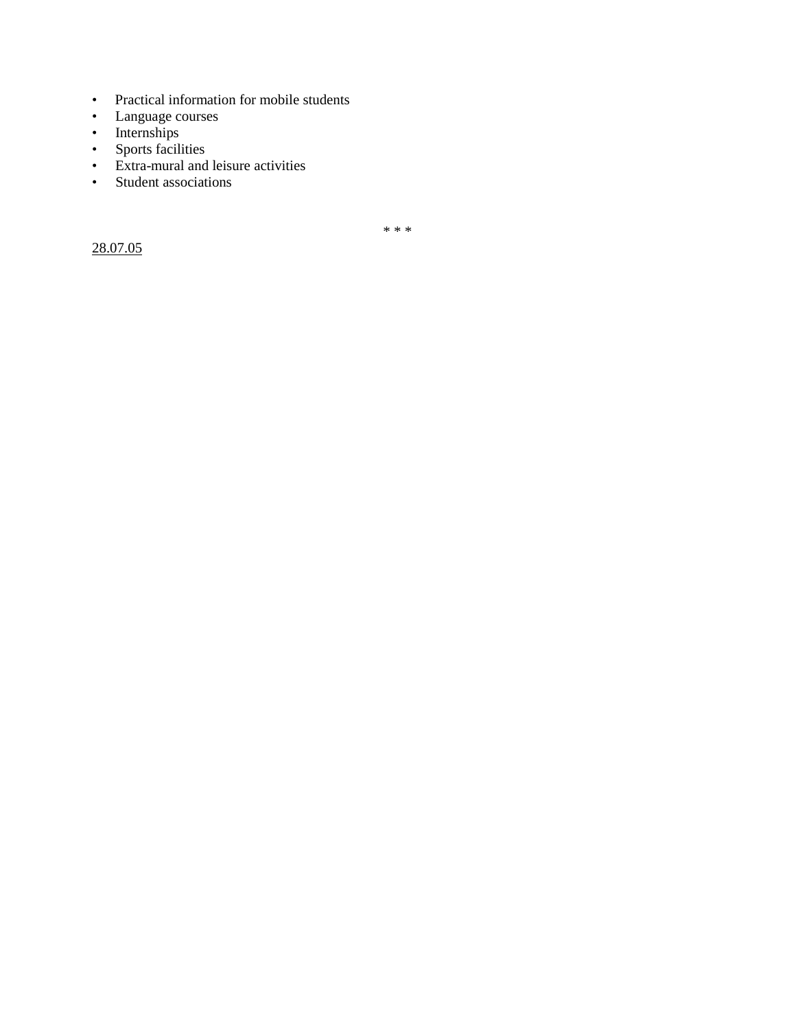- Practical information for mobile students
- Language courses
- Internships
- Sports facilities
- Extra-mural and leisure activities
- Student associations

\* \* \*

28.07.05